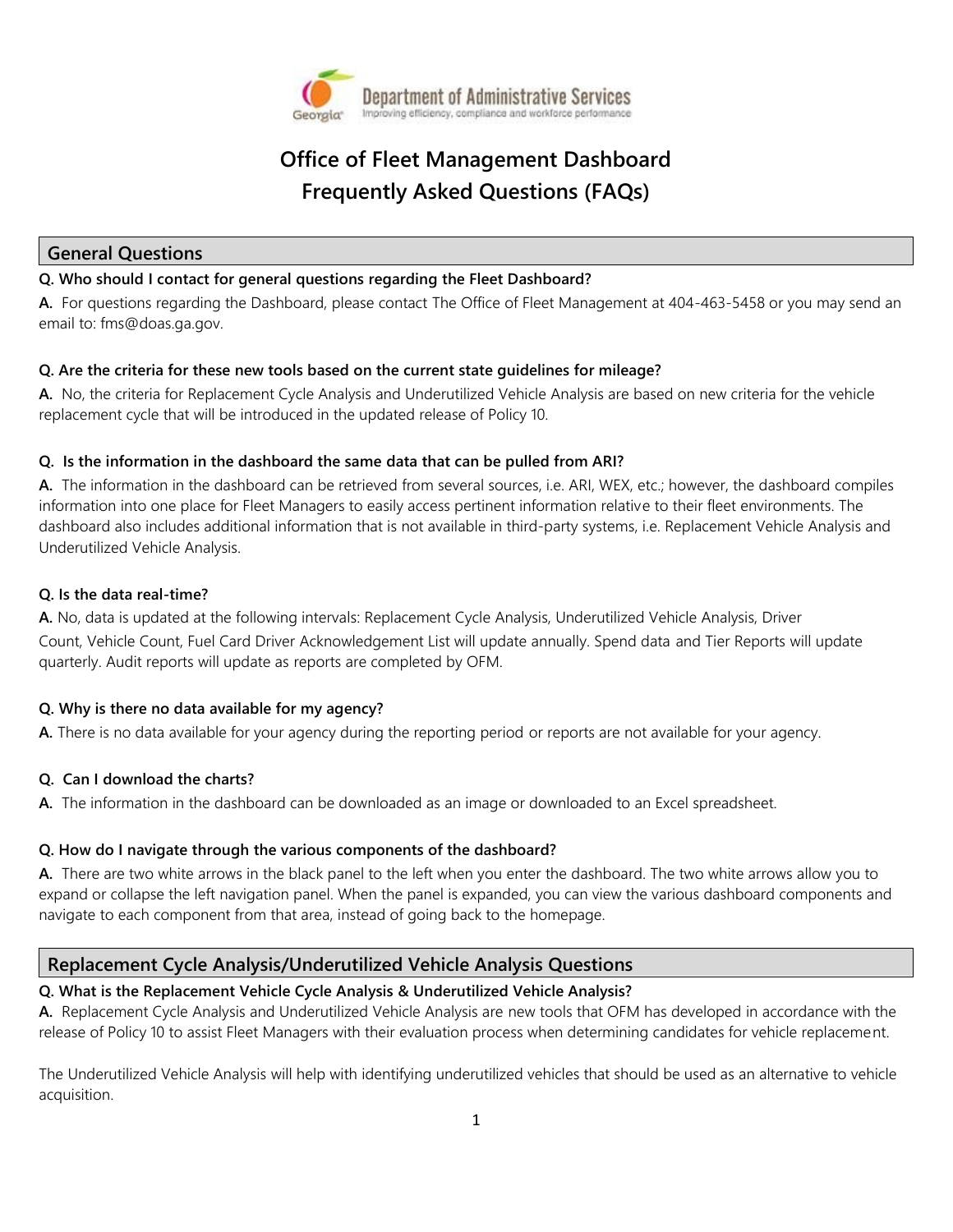Department of Administrative Services
Improving efficiency, compliance and workforce performance

# Office of Fleet Management Dashboard
# Frequently Asked Questions (FAQs)

## General Questions

**Q. Who should I contact for general questions regarding the Fleet Dashboard?**

**A.** For questions regarding the Dashboard, please contact The Office of Fleet Management at 404-463-5458 or you may send an email to: fms@doas.ga.gov.

**Q. Are the criteria for these new tools based on the current state guidelines for mileage?**

**A.** No, the criteria for Replacement Cycle Analysis and Underutilized Vehicle Analysis are based on new criteria for the vehicle replacement cycle that will be introduced in the updated release of Policy 10.

**Q. Is the information in the dashboard the same data that can be pulled from ARI?**

**A.** The information in the dashboard can be retrieved from several sources, i.e. ARI, WEX, etc.; however, the dashboard compiles information into one place for Fleet Managers to easily access pertinent information relative to their fleet environments. The dashboard also includes additional information that is not available in third-party systems, i.e. Replacement Vehicle Analysis and Underutilized Vehicle Analysis.

**Q. Is the data real-time?**

**A.** No, data is updated at the following intervals: Replacement Cycle Analysis, Underutilized Vehicle Analysis, Driver Count, Vehicle Count, Fuel Card Driver Acknowledgement List will update annually. Spend data and Tier Reports will update quarterly. Audit reports will update as reports are completed by OFM.

**Q. Why is there no data available for my agency?**

**A.** There is no data available for your agency during the reporting period or reports are not available for your agency.

**Q. Can I download the charts?**

**A.** The information in the dashboard can be downloaded as an image or downloaded to an Excel spreadsheet.

**Q. How do I navigate through the various components of the dashboard?**

**A.** There are two white arrows in the black panel to the left when you enter the dashboard. The two white arrows allow you to expand or collapse the left navigation panel. When the panel is expanded, you can view the various dashboard components and navigate to each component from that area, instead of going back to the homepage.

## Replacement Cycle Analysis/Underutilized Vehicle Analysis Questions

**Q. What is the Replacement Vehicle Cycle Analysis & Underutilized Vehicle Analysis?**

**A.** Replacement Cycle Analysis and Underutilized Vehicle Analysis are new tools that OFM has developed in accordance with the release of Policy 10 to assist Fleet Managers with their evaluation process when determining candidates for vehicle replacement.

The Underutilized Vehicle Analysis will help with identifying underutilized vehicles that should be used as an alternative to vehicle acquisition.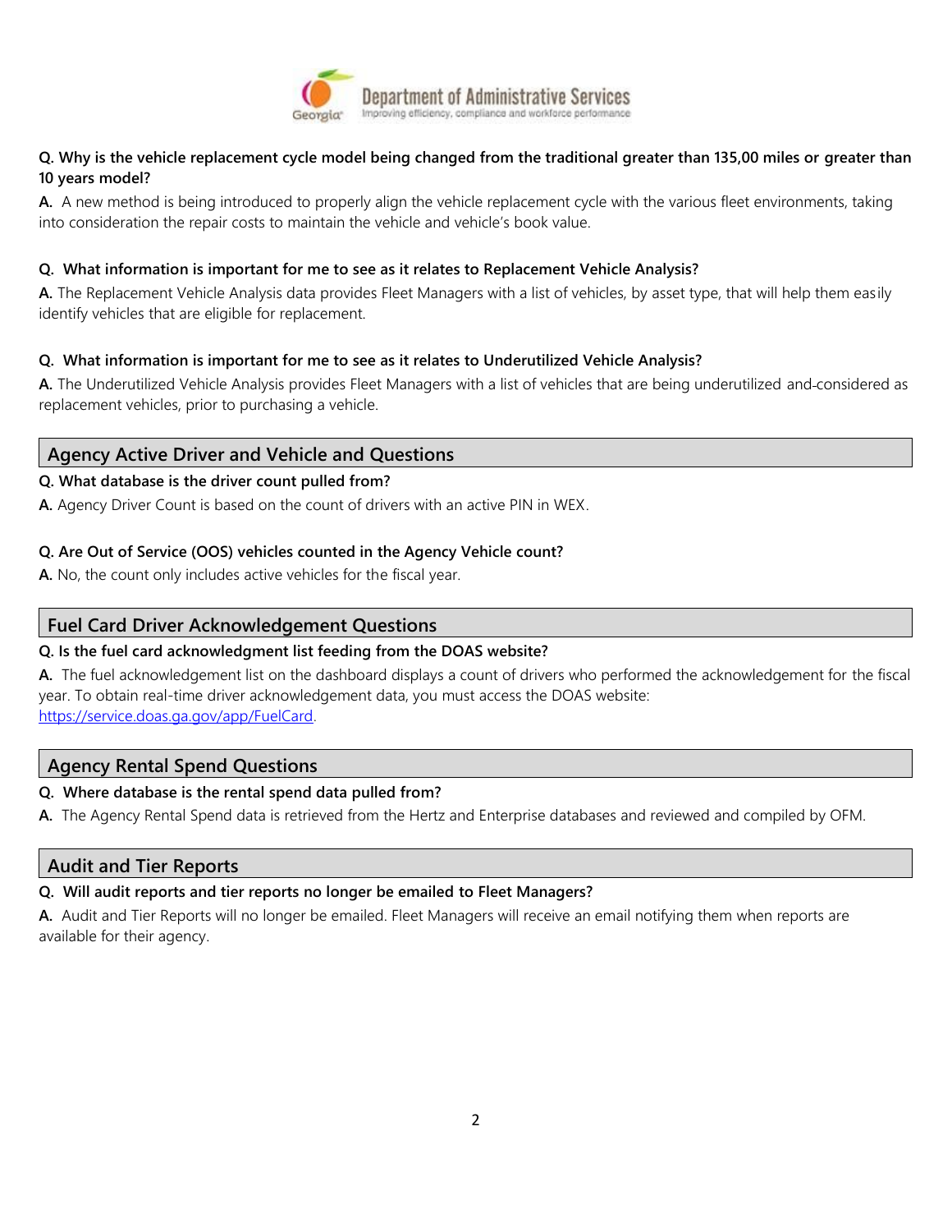**Q. Why is the vehicle replacement cycle model being changed from the traditional greater than 135,00 miles or greater than 10 years model?**

**A.** A new method is being introduced to properly align the vehicle replacement cycle with the various fleet environments, taking into consideration the repair costs to maintain the vehicle and vehicle's book value.

**Q. What information is important for me to see as it relates to Replacement Vehicle Analysis?**

**A.** The Replacement Vehicle Analysis data provides Fleet Managers with a list of vehicles, by asset type, that will help them easily identify vehicles that are eligible for replacement.

**Q. What information is important for me to see as it relates to Underutilized Vehicle Analysis?**

**A.** The Underutilized Vehicle Analysis provides Fleet Managers with a list of vehicles that are being underutilized and considered as replacement vehicles, prior to purchasing a vehicle.

## Agency Active Driver and Vehicle and Questions

**Q. What database is the driver count pulled from?**

**A.** Agency Driver Count is based on the count of drivers with an active PIN in WEX.

**Q. Are Out of Service (OOS) vehicles counted in the Agency Vehicle count?**

**A.** No, the count only includes active vehicles for the fiscal year.

## Fuel Card Driver Acknowledgement Questions

**Q. Is the fuel card acknowledgment list feeding from the DOAS website?**

**A.** The fuel acknowledgement list on the dashboard displays a count of drivers who performed the acknowledgement for the fiscal year. To obtain real-time driver acknowledgement data, you must access the DOAS website: https://service.doas.ga.gov/app/FuelCard.

## Agency Rental Spend Questions

**Q. Where database is the rental spend data pulled from?**

**A.** The Agency Rental Spend data is retrieved from the Hertz and Enterprise databases and reviewed and compiled by OFM.

## Audit and Tier Reports

**Q. Will audit reports and tier reports no longer be emailed to Fleet Managers?**

**A.** Audit and Tier Reports will no longer be emailed. Fleet Managers will receive an email notifying them when reports are available for their agency.